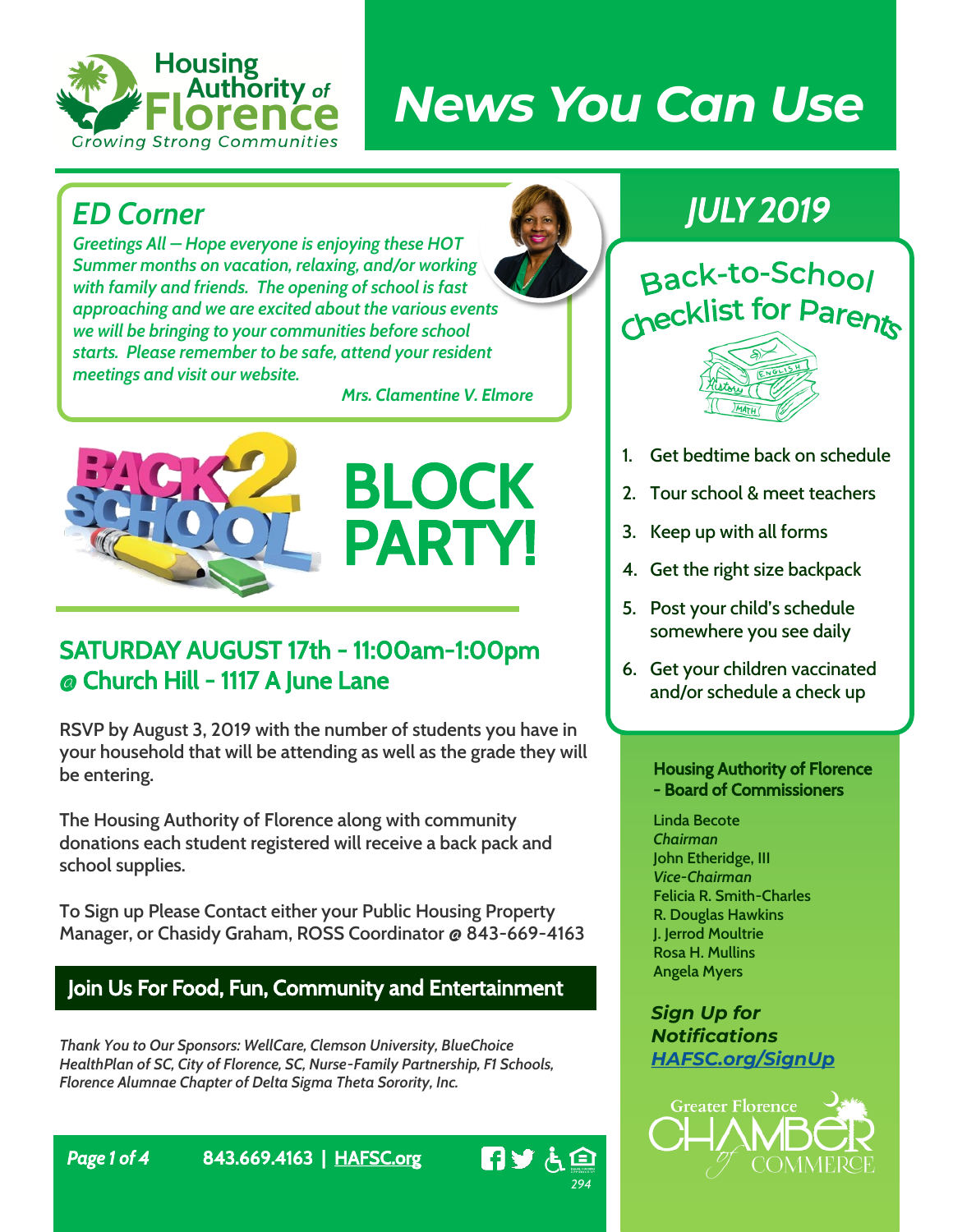Housing Authority of Florence
Growing Strong Communities

# News You Can Use

## JULY 2019

## ED Corner

*Greetings All – Hope everyone is enjoying these HOT Summer months on vacation, relaxing, and/or working with family and friends. The opening of school is fast approaching and we are excited about the various events we will be bringing to your communities before school starts. Please remember to be safe, attend your resident meetings and visit our website.*

*Mrs. Clamentine V. Elmore*

# BACK 2 SCHOOL BLOCK PARTY!

## SATURDAY AUGUST 17th - 11:00am-1:00pm @ Church Hill - 1117 A June Lane

RSVP by August 3, 2019 with the number of students you have in your household that will be attending as well as the grade they will be entering.

The Housing Authority of Florence along with community donations each student registered will receive a back pack and school supplies.

To Sign up Please Contact either your Public Housing Property Manager, or Chasidy Graham, ROSS Coordinator @ 843-669-4163

**Join Us For Food, Fun, Community and Entertainment**

*Thank You to Our Sponsors: WellCare, Clemson University, BlueChoice HealthPlan of SC, City of Florence, SC, Nurse-Family Partnership, F1 Schools, Florence Alumnae Chapter of Delta Sigma Theta Sorority, Inc.*

## Back-to-School Checklist for Parents

1. Get bedtime back on schedule
2. Tour school & meet teachers
3. Keep up with all forms
4. Get the right size backpack
5. Post your child's schedule somewhere you see daily
6. Get your children vaccinated and/or schedule a check up

**Housing Authority of Florence - Board of Commissioners**

Linda Becote
*Chairman*
John Etheridge, III
*Vice-Chairman*
Felicia R. Smith-Charles
R. Douglas Hawkins
J. Jerrod Moultrie
Rosa H. Mullins
Angela Myers

***Sign Up for Notifications***
***HAFSC.org/SignUp***

Greater Florence Chamber of Commerce

843.669.4163 | HAFSC.org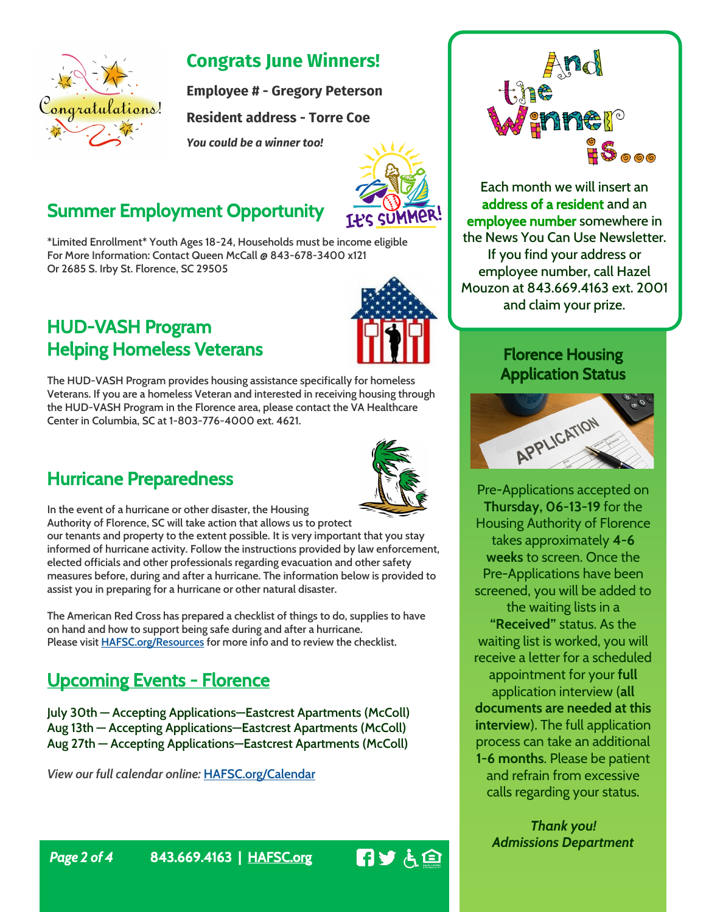## Congrats June Winners!

**Employee # - Gregory Peterson**

**Resident address - Torre Coe**

***You could be a winner too!***

## Summer Employment Opportunity

*Limited Enrollment* Youth Ages 18-24, Households must be income eligible
For More Information: Contact Queen McCall @ 843-678-3400 x121
Or 2685 S. Irby St. Florence, SC 29505

## HUD-VASH Program Helping Homeless Veterans

The HUD-VASH Program provides housing assistance specifically for homeless Veterans. If you are a homeless Veteran and interested in receiving housing through the HUD-VASH Program in the Florence area, please contact the VA Healthcare Center in Columbia, SC at 1-803-776-4000 ext. 4621.

## Hurricane Preparedness

In the event of a hurricane or other disaster, the Housing Authority of Florence, SC will take action that allows us to protect our tenants and property to the extent possible. It is very important that you stay informed of hurricane activity. Follow the instructions provided by law enforcement, elected officials and other professionals regarding evacuation and other safety measures before, during and after a hurricane. The information below is provided to assist you in preparing for a hurricane or other natural disaster.

The American Red Cross has prepared a checklist of things to do, supplies to have on hand and how to support being safe during and after a hurricane.
Please visit HAFSC.org/Resources for more info and to review the checklist.

## Upcoming Events - Florence

July 30th — Accepting Applications—Eastcrest Apartments (McColl)
Aug 13th — Accepting Applications—Eastcrest Apartments (McColl)
Aug 27th — Accepting Applications—Eastcrest Apartments (McColl)

*View our full calendar online:* HAFSC.org/Calendar

## And the Winner is...

Each month we will insert an **address of a resident** and an **employee number** somewhere in the News You Can Use Newsletter. If you find your address or employee number, call Hazel Mouzon at 843.669.4163 ext. 2001 and claim your prize.

## Florence Housing Application Status

Pre-Applications accepted on **Thursday, 06-13-19** for the Housing Authority of Florence takes approximately **4-6 weeks** to screen. Once the Pre-Applications have been screened, you will be added to the waiting lists in a **"Received"** status. As the waiting list is worked, you will receive a letter for a scheduled appointment for your **full** application interview (**all documents are needed at this interview**). The full application process can take an additional **1-6 months**. Please be patient and refrain from excessive calls regarding your status.

***Thank you!***
***Admissions Department***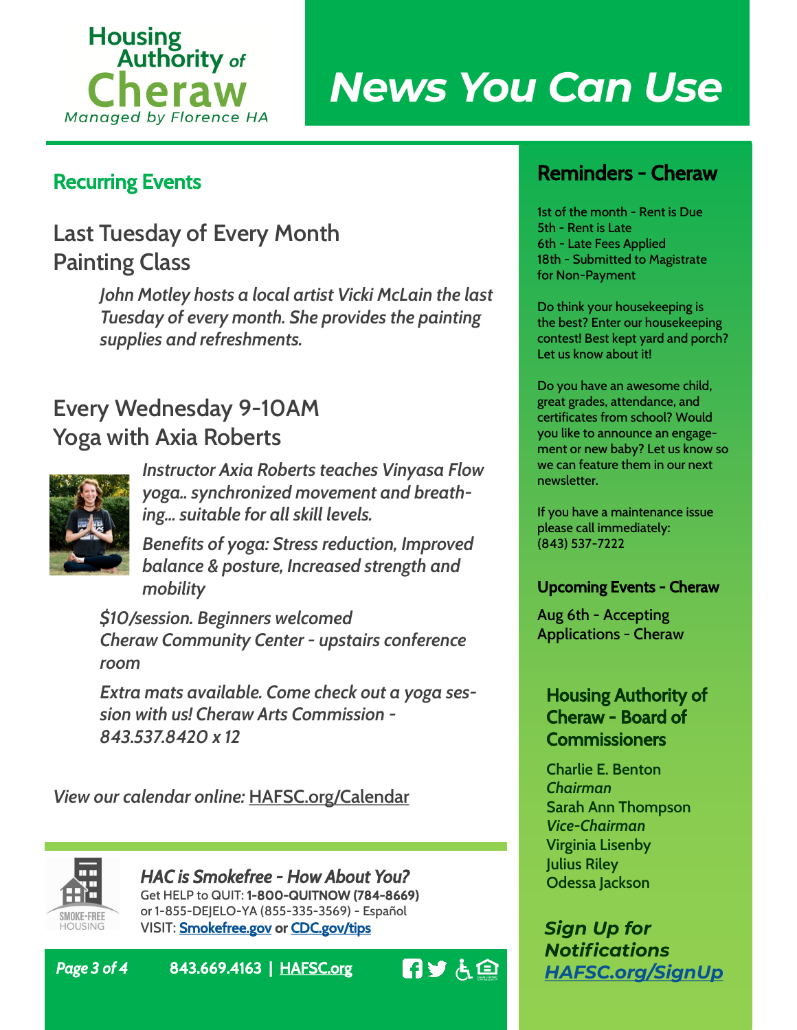# Housing Authority of Cheraw

*Managed by Florence HA*

# *News You Can Use*

## Recurring Events

### Last Tuesday of Every Month
### Painting Class

*John Motley hosts a local artist Vicki McLain the last Tuesday of every month. She provides the painting supplies and refreshments.*

### Every Wednesday 9-10AM
### Yoga with Axia Roberts

*Instructor Axia Roberts teaches Vinyasa Flow yoga.. synchronized movement and breathing... suitable for all skill levels.*

*Benefits of yoga: Stress reduction, Improved balance & posture, Increased strength and mobility*

*$10/session. Beginners welcomed*
*Cheraw Community Center - upstairs conference room*

*Extra mats available. Come check out a yoga session with us! Cheraw Arts Commission - 843.537.8420 x 12*

*View our calendar online:* HAFSC.org/Calendar

### *HAC is Smokefree - How About You?*

Get HELP to QUIT: **1-800-QUITNOW (784-8669)**
or 1-855-DEJELO-YA (855-335-3569) - Español
VISIT: **Smokefree.gov** or **CDC.gov/tips**

**843.669.4163 | HAFSC.org**

## Reminders - Cheraw

1st of the month - Rent is Due
5th - Rent is Late
6th - Late Fees Applied
18th - Submitted to Magistrate for Non-Payment

Do think your housekeeping is the best? Enter our housekeeping contest! Best kept yard and porch? Let us know about it!

Do you have an awesome child, great grades, attendance, and certificates from school? Would you like to announce an engagement or new baby? Let us know so we can feature them in our next newsletter.

If you have a maintenance issue please call immediately:
(843) 537-7222

### Upcoming Events - Cheraw

Aug 6th - Accepting Applications - Cheraw

### Housing Authority of Cheraw - Board of Commissioners

Charlie E. Benton
*Chairman*
Sarah Ann Thompson
*Vice-Chairman*
Virginia Lisenby
Julius Riley
Odessa Jackson

### *Sign Up for Notifications*
### *HAFSC.org/SignUp*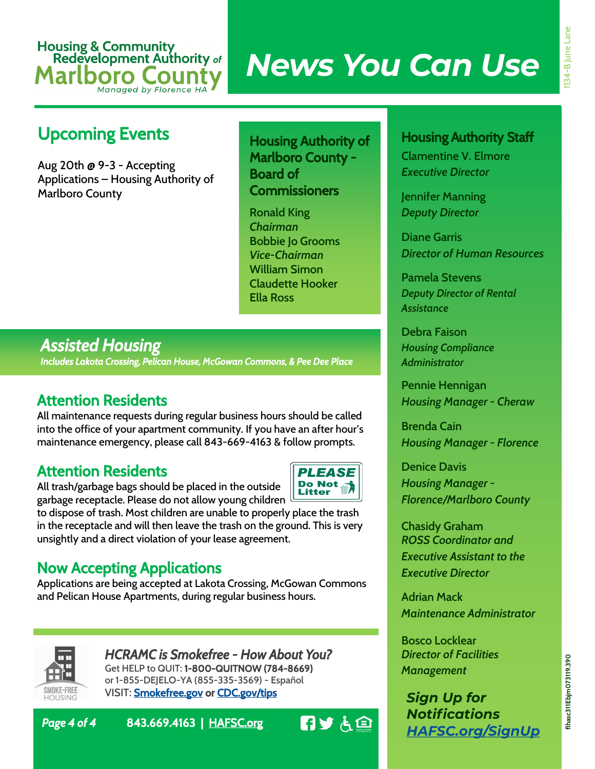Housing & Community Redevelopment Authority of Marlboro County
*Managed by Florence HA*

# News You Can Use

1134-B June Lane

## Upcoming Events

Aug 20th @ 9-3 - Accepting Applications – Housing Authority of Marlboro County

## Housing Authority of Marlboro County - Board of Commissioners

Ronald King
*Chairman*
Bobbie Jo Grooms
*Vice-Chairman*
William Simon
Claudette Hooker
Ella Ross

## *Assisted Housing*

***Includes Lakota Crossing, Pelican House, McGowan Commons, & Pee Dee Place***

### Attention Residents

All maintenance requests during regular business hours should be called into the office of your apartment community. If you have an after hour's maintenance emergency, please call 843-669-4163 & follow prompts.

### Attention Residents

PLEASE Do Not Litter

All trash/garbage bags should be placed in the outside garbage receptacle. Please do not allow young children to dispose of trash. Most children are unable to properly place the trash in the receptacle and will then leave the trash on the ground. This is very unsightly and a direct violation of your lease agreement.

### Now Accepting Applications

Applications are being accepted at Lakota Crossing, McGowan Commons and Pelican House Apartments, during regular business hours.

SMOKE-FREE HOUSING

***HCRAMC is Smokefree - How About You?***

Get HELP to QUIT: **1-800-QUITNOW (784-8669)**
or 1-855-DEJELO-YA (855-335-3569) - Español
VISIT: **Smokefree.gov** or **CDC.gov/tips**

**843.669.4163 | HAFSC.org**

## Housing Authority Staff

Clamentine V. Elmore
*Executive Director*

Jennifer Manning
*Deputy Director*

Diane Garris
*Director of Human Resources*

Pamela Stevens
*Deputy Director of Rental Assistance*

Debra Faison
*Housing Compliance Administrator*

Pennie Hennigan
*Housing Manager - Cheraw*

Brenda Cain
*Housing Manager - Florence*

Denice Davis
*Housing Manager - Florence/Marlboro County*

Chasidy Graham
*ROSS Coordinator and Executive Assistant to the Executive Director*

Adrian Mack
*Maintenance Administrator*

Bosco Locklear
*Director of Facilities Management*

***Sign Up for Notifications***
***HAFSC.org/SignUp***

flhasc311Ebjm073119.390